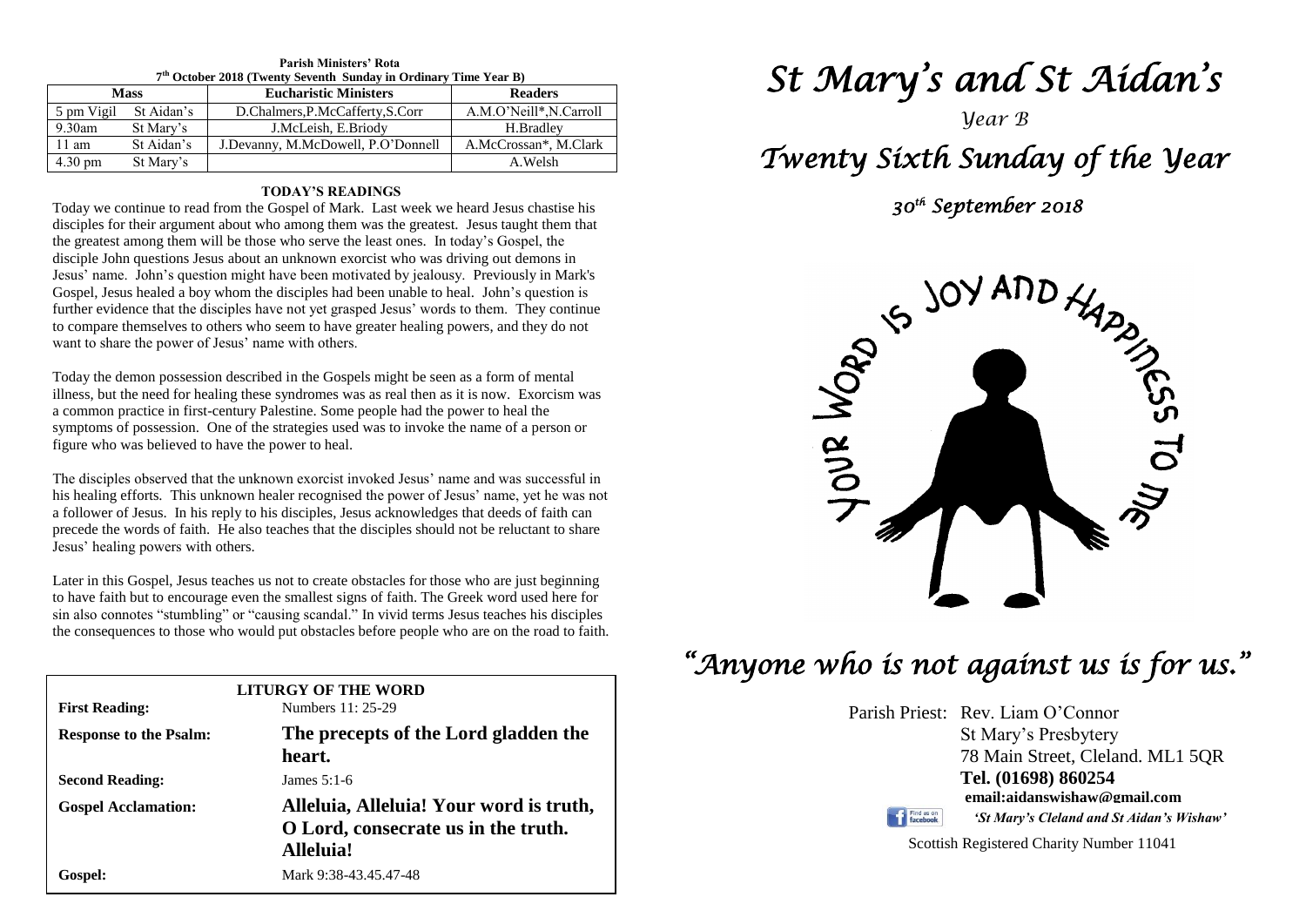**Parish Ministers' Rota**
**7th October 2018 (Twenty Seventh Sunday in Ordinary Time Year B)**

| Mass | | Eucharistic Ministers | Readers |
|---|---|---|---|
| 5 pm Vigil | St Aidan's | D.Chalmers,P.McCafferty,S.Corr | A.M.O'Neill*,N.Carroll |
| 9.30am | St Mary's | J.McLeish, E.Briody | H.Bradley |
| 11 am | St Aidan's | J.Devanny, M.McDowell, P.O'Donnell | A.McCrossan*, M.Clark |
| 4.30 pm | St Mary's | | A.Welsh |

**TODAY'S READINGS**

Today we continue to read from the Gospel of Mark. Last week we heard Jesus chastise his disciples for their argument about who among them was the greatest. Jesus taught them that the greatest among them will be those who serve the least ones. In today's Gospel, the disciple John questions Jesus about an unknown exorcist who was driving out demons in Jesus' name. John's question might have been motivated by jealousy. Previously in Mark's Gospel, Jesus healed a boy whom the disciples had been unable to heal. John's question is further evidence that the disciples have not yet grasped Jesus' words to them. They continue to compare themselves to others who seem to have greater healing powers, and they do not want to share the power of Jesus' name with others.

Today the demon possession described in the Gospels might be seen as a form of mental illness, but the need for healing these syndromes was as real then as it is now. Exorcism was a common practice in first-century Palestine. Some people had the power to heal the symptoms of possession. One of the strategies used was to invoke the name of a person or figure who was believed to have the power to heal.

The disciples observed that the unknown exorcist invoked Jesus' name and was successful in his healing efforts. This unknown healer recognised the power of Jesus' name, yet he was not a follower of Jesus. In his reply to his disciples, Jesus acknowledges that deeds of faith can precede the words of faith. He also teaches that the disciples should not be reluctant to share Jesus' healing powers with others.

Later in this Gospel, Jesus teaches us not to create obstacles for those who are just beginning to have faith but to encourage even the smallest signs of faith. The Greek word used here for sin also connotes "stumbling" or "causing scandal." In vivid terms Jesus teaches his disciples the consequences to those who would put obstacles before people who are on the road to faith.

**LITURGY OF THE WORD**

| | |
|---|---|
| **First Reading:** | Numbers 11: 25-29 |
| **Response to the Psalm:** | **The precepts of the Lord gladden the heart.** |
| **Second Reading:** | James 5:1-6 |
| **Gospel Acclamation:** | **Alleluia, Alleluia! Your word is truth, O Lord, consecrate us in the truth. Alleluia!** |
| **Gospel:** | Mark 9:38-43.45.47-48 |

# *St Mary's and St Aidan's*

*Year B*

# *Twenty Sixth Sunday of the Year*

*30th September 2018*

YOUR WORD IS JOY AND HAPPINESS TO ME

## *"Anyone who is not against us is for us."*

Parish Priest: Rev. Liam O'Connor
St Mary's Presbytery
78 Main Street, Cleland. ML1 5QR
**Tel. (01698) 860254**
**email:aidanswishaw@gmail.com**
*'St Mary's Cleland and St Aidan's Wishaw'*

Scottish Registered Charity Number 11041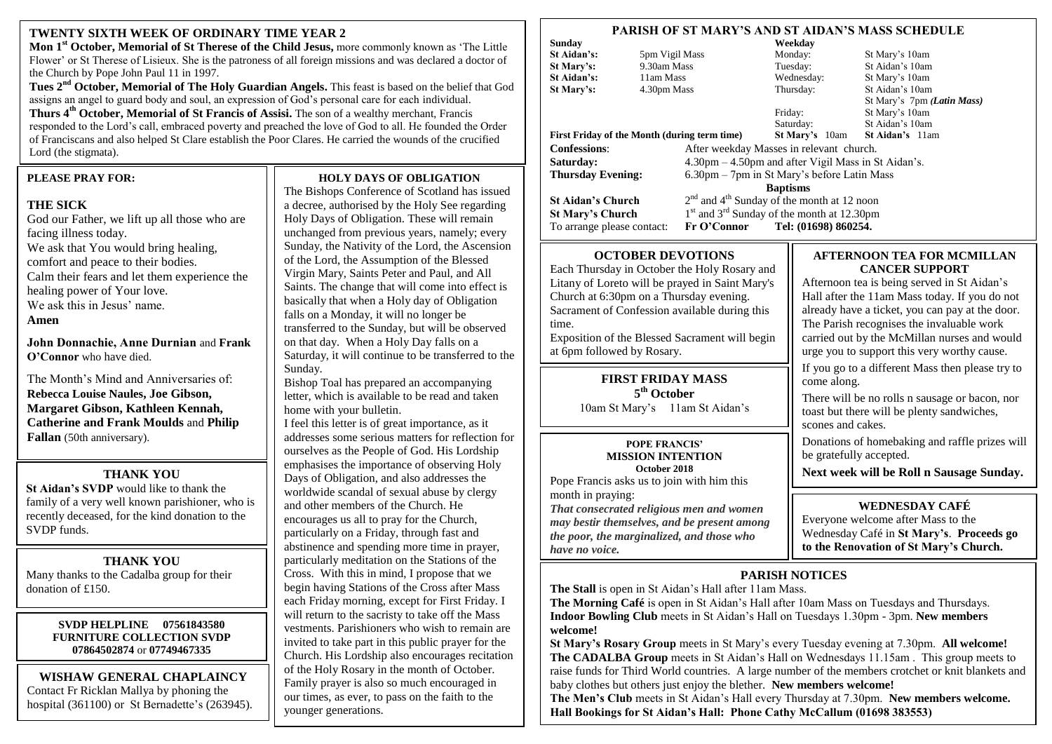## TWENTY SIXTH WEEK OF ORDINARY TIME YEAR 2

**Mon 1st October, Memorial of St Therese of the Child Jesus,** more commonly known as 'The Little Flower' or St Therese of Lisieux. She is the patroness of all foreign missions and was declared a doctor of the Church by Pope John Paul 11 in 1997.

**Tues 2nd October, Memorial of The Holy Guardian Angels.** This feast is based on the belief that God assigns an angel to guard body and soul, an expression of God's personal care for each individual.

**Thurs 4th October, Memorial of St Francis of Assisi.** The son of a wealthy merchant, Francis responded to the Lord's call, embraced poverty and preached the love of God to all. He founded the Order of Franciscans and also helped St Clare establish the Poor Clares. He carried the wounds of the crucified Lord (the stigmata).

### PLEASE PRAY FOR:

**THE SICK**

God our Father, we lift up all those who are facing illness today.
We ask that You would bring healing, comfort and peace to their bodies.
Calm their fears and let them experience the healing power of Your love.
We ask this in Jesus' name.
**Amen**

**John Donnachie, Anne Durnian** and **Frank O'Connor** who have died.

The Month's Mind and Anniversaries of: **Rebecca Louise Naules, Joe Gibson, Margaret Gibson, Kathleen Kennah, Catherine and Frank Moulds** and **Philip Fallan** (50th anniversary).

### THANK YOU

**St Aidan's SVDP** would like to thank the family of a very well known parishioner, who is recently deceased, for the kind donation to the SVDP funds.

### THANK YOU

Many thanks to the Cadalba group for their donation of £150.

**SVDP HELPLINE 07561843580**
**FURNITURE COLLECTION SVDP 07864502874** or **07749467335**

### WISHAW GENERAL CHAPLAINCY

Contact Fr Ricklan Mallya by phoning the hospital (361100) or St Bernadette's (263945).

### HOLY DAYS OF OBLIGATION

The Bishops Conference of Scotland has issued a decree, authorised by the Holy See regarding Holy Days of Obligation. These will remain unchanged from previous years, namely; every Sunday, the Nativity of the Lord, the Ascension of the Lord, the Assumption of the Blessed Virgin Mary, Saints Peter and Paul, and All Saints. The change that will come into effect is basically that when a Holy day of Obligation falls on a Monday, it will no longer be transferred to the Sunday, but will be observed on that day. When a Holy Day falls on a Saturday, it will continue to be transferred to the Sunday.

Bishop Toal has prepared an accompanying letter, which is available to be read and taken home with your bulletin.

I feel this letter is of great importance, as it addresses some serious matters for reflection for ourselves as the People of God. His Lordship emphasises the importance of observing Holy Days of Obligation, and also addresses the worldwide scandal of sexual abuse by clergy and other members of the Church. He encourages us all to pray for the Church, particularly on a Friday, through fast and abstinence and spending more time in prayer, particularly meditation on the Stations of the Cross. With this in mind, I propose that we begin having Stations of the Cross after Mass each Friday morning, except for First Friday. I will return to the sacristy to take off the Mass vestments. Parishioners who wish to remain are invited to take part in this public prayer for the Church. His Lordship also encourages recitation of the Holy Rosary in the month of October. Family prayer is also so much encouraged in our times, as ever, to pass on the faith to the younger generations.

## PARISH OF ST MARY'S AND ST AIDAN'S MASS SCHEDULE

| Sunday | | Weekday | |
|---|---|---|---|
| **St Aidan's:** | 5pm Vigil Mass | Monday: | St Mary's 10am |
| **St Mary's:** | 9.30am Mass | Tuesday: | St Aidan's 10am |
| **St Aidan's:** | 11am Mass | Wednesday: | St Mary's 10am |
| **St Mary's:** | 4.30pm Mass | Thursday: | St Aidan's 10am |
| | | | St Mary's 7pm ***(Latin Mass)*** |
| | | Friday: | St Mary's 10am |
| | | Saturday: | St Aidan's 10am |
| **First Friday of the Month (during term time)** | | **St Mary's** 10am | **St Aidan's** 11am |

**Confessions**: After weekday Masses in relevant church.
**Saturday:** 4.30pm – 4.50pm and after Vigil Mass in St Aidan's.
**Thursday Evening:** 6.30pm – 7pm in St Mary's before Latin Mass

**Baptisms**

**St Aidan's Church** 2nd and 4th Sunday of the month at 12 noon
**St Mary's Church** 1st and 3rd Sunday of the month at 12.30pm
To arrange please contact: **Fr O'Connor Tel: (01698) 860254.**

### OCTOBER DEVOTIONS

Each Thursday in October the Holy Rosary and Litany of Loreto will be prayed in Saint Mary's Church at 6:30pm on a Thursday evening. Sacrament of Confession available during this time.

Exposition of the Blessed Sacrament will begin at 6pm followed by Rosary.

### FIRST FRIDAY MASS

**5th October**

10am St Mary's 11am St Aidan's

### POPE FRANCIS' MISSION INTENTION

**October 2018**

Pope Francis asks us to join with him this month in praying:

***That consecrated religious men and women may bestir themselves, and be present among the poor, the marginalized, and those who have no voice.***

### AFTERNOON TEA FOR MCMILLAN CANCER SUPPORT

Afternoon tea is being served in St Aidan's Hall after the 11am Mass today. If you do not already have a ticket, you can pay at the door. The Parish recognises the invaluable work carried out by the McMillan nurses and would urge you to support this very worthy cause.

If you go to a different Mass then please try to come along.

There will be no rolls n sausage or bacon, nor toast but there will be plenty sandwiches, scones and cakes.

Donations of homebaking and raffle prizes will be gratefully accepted.

**Next week will be Roll n Sausage Sunday.**

### WEDNESDAY CAFÉ

Everyone welcome after Mass to the Wednesday Café in **St Mary's**. **Proceeds go to the Renovation of St Mary's Church.**

### PARISH NOTICES

**The Stall** is open in St Aidan's Hall after 11am Mass.

**The Morning Café** is open in St Aidan's Hall after 10am Mass on Tuesdays and Thursdays.

**Indoor Bowling Club** meets in St Aidan's Hall on Tuesdays 1.30pm - 3pm. **New members welcome!**

**St Mary's Rosary Group** meets in St Mary's every Tuesday evening at 7.30pm. **All welcome!**

**The CADALBA Group** meets in St Aidan's Hall on Wednesdays 11.15am . This group meets to raise funds for Third World countries. A large number of the members crotchet or knit blankets and baby clothes but others just enjoy the blether. **New members welcome!**

**The Men's Club** meets in St Aidan's Hall every Thursday at 7.30pm. **New members welcome.**

**Hall Bookings for St Aidan's Hall: Phone Cathy McCallum (01698 383553)**